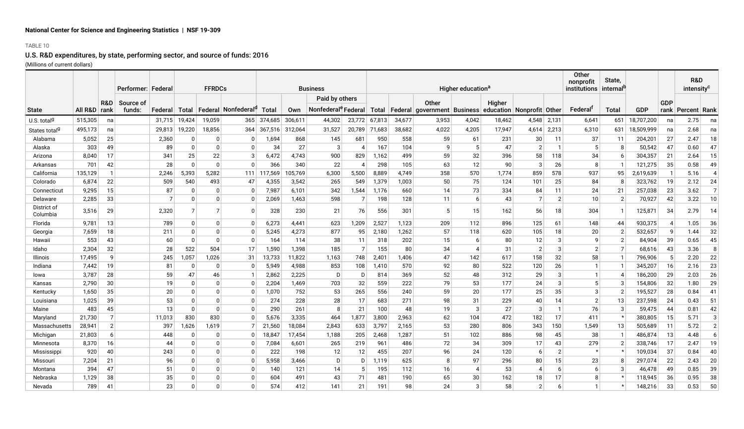National Center for Science and Engineering Statistics | NSF 19-309

TABLE 10

## U.S. R&D expenditures, by state, performing sector, and source of funds: 2016

(Millions of current dollars)

| | | | Performer: | Federal | FFRDCs | | | Business | | | | Higher education[a] | | | | | | | Other nonprofit institutions | State, internal[b] | | | R&D intensity[c] | |
|---|---|---|---|---|---|---|---|---|---|---|---|---|---|---|---|---|---|---|---|---|---|---|---|---|
| | | | | | | | | | | Paid by others | | | | | | | | | | | | | | |
| State | All R&D | R&D rank | Source of funds: | Federal | Total | Federal | Nonfederal[d] | Total | Own | Nonfederal[e] | Federal | Total | Federal | Other government | Business | Higher education | Nonprofit | Other | Federal[f] | Total | GDP | GDP rank | Percent | Rank |
| U.S. total[g] | 515,305 | na | | 31,715 | 19,424 | 19,059 | 365 | 374,685 | 306,611 | 44,302 | 23,772 | 67,813 | 34,677 | 3,953 | 4,042 | 18,462 | 4,548 | 2,131 | 6,641 | 651 | 18,707,200 | na | 2.75 | na |
| States total[g] | 495,173 | na | | 29,813 | 19,220 | 18,856 | 364 | 367,516 | 312,064 | 31,527 | 20,789 | 71,683 | 38,682 | 4,022 | 4,205 | 17,947 | 4,614 | 2,213 | 6,310 | 631 | 18,509,999 | na | 2.68 | na |
| Alabama | 5,052 | 25 | | 2,360 | 0 | 0 | 0 | 1,694 | 868 | 145 | 681 | 950 | 558 | 59 | 61 | 231 | 30 | 11 | 37 | 11 | 204,201 | 27 | 2.47 | 18 |
| Alaska | 303 | 49 | | 89 | 0 | 0 | 0 | 34 | 27 | 3 | 4 | 167 | 104 | 9 | 5 | 47 | 2 | 1 | 5 | 8 | 50,542 | 47 | 0.60 | 47 |
| Arizona | 8,040 | 17 | | 341 | 25 | 22 | 3 | 6,472 | 4,743 | 900 | 829 | 1,162 | 499 | 59 | 32 | 396 | 58 | 118 | 34 | 6 | 304,357 | 21 | 2.64 | 15 |
| Arkansas | 701 | 42 | | 28 | 0 | 0 | 0 | 366 | 340 | 22 | 4 | 298 | 105 | 63 | 12 | 90 | 3 | 26 | 8 | 1 | 121,275 | 35 | 0.58 | 49 |
| California | 135,129 | 1 | | 2,246 | 5,393 | 5,282 | 111 | 117,569 | 105,769 | 6,300 | 5,500 | 8,889 | 4,749 | 358 | 570 | 1,774 | 859 | 578 | 937 | 95 | 2,619,639 | 1 | 5.16 | 4 |
| Colorado | 6,874 | 22 | | 509 | 540 | 493 | 47 | 4,355 | 3,542 | 265 | 549 | 1,379 | 1,003 | 50 | 75 | 124 | 101 | 25 | 84 | 8 | 323,762 | 19 | 2.12 | 24 |
| Connecticut | 9,295 | 15 | | 87 | 0 | 0 | 0 | 7,987 | 6,101 | 342 | 1,544 | 1,176 | 660 | 14 | 73 | 334 | 84 | 11 | 24 | 21 | 257,038 | 23 | 3.62 | 7 |
| Delaware | 2,285 | 33 | | 7 | 0 | 0 | 0 | 2,069 | 1,463 | 598 | 7 | 198 | 128 | 11 | 6 | 43 | 7 | 2 | 10 | 2 | 70,927 | 42 | 3.22 | 10 |
| District of Columbia | 3,516 | 29 | | 2,320 | 7 | 7 | 0 | 328 | 230 | 21 | 76 | 556 | 301 | 5 | 15 | 162 | 56 | 18 | 304 | 1 | 125,871 | 34 | 2.79 | 14 |
| Florida | 9,781 | 13 | | 789 | 0 | 0 | 0 | 6,273 | 4,441 | 623 | 1,209 | 2,527 | 1,123 | 209 | 112 | 896 | 125 | 61 | 148 | 44 | 930,375 | 4 | 1.05 | 36 |
| Georgia | 7,659 | 18 | | 211 | 0 | 0 | 0 | 5,245 | 4,273 | 877 | 95 | 2,180 | 1,262 | 57 | 118 | 620 | 105 | 18 | 20 | 2 | 532,657 | 9 | 1.44 | 32 |
| Hawaii | 553 | 43 | | 60 | 0 | 0 | 0 | 164 | 114 | 38 | 11 | 318 | 202 | 15 | 6 | 80 | 12 | 3 | 9 | 2 | 84,904 | 39 | 0.65 | 45 |
| Idaho | 2,304 | 32 | | 28 | 522 | 504 | 17 | 1,590 | 1,398 | 185 | 7 | 155 | 80 | 34 | 4 | 31 | 2 | 3 | 2 | 7 | 68,616 | 43 | 3.36 | 8 |
| Illinois | 17,495 | 9 | | 245 | 1,057 | 1,026 | 31 | 13,733 | 11,822 | 1,163 | 748 | 2,401 | 1,406 | 47 | 142 | 617 | 158 | 32 | 58 | 1 | 796,906 | 5 | 2.20 | 22 |
| Indiana | 7,442 | 19 | | 81 | 0 | 0 | 0 | 5,949 | 4,988 | 853 | 108 | 1,410 | 570 | 92 | 80 | 522 | 120 | 26 | 1 | 1 | 345,207 | 16 | 2.16 | 23 |
| Iowa | 3,787 | 28 | | 59 | 47 | 46 | 1 | 2,862 | 2,225 | D | D | 814 | 369 | 52 | 48 | 312 | 29 | 3 | 1 | 4 | 186,200 | 29 | 2.03 | 26 |
| Kansas | 2,790 | 30 | | 19 | 0 | 0 | 0 | 2,204 | 1,469 | 703 | 32 | 559 | 222 | 79 | 53 | 177 | 24 | 3 | 5 | 3 | 154,806 | 32 | 1.80 | 29 |
| Kentucky | 1,650 | 35 | | 20 | 0 | 0 | 0 | 1,070 | 752 | 53 | 265 | 556 | 240 | 59 | 20 | 177 | 25 | 35 | 3 | 2 | 195,527 | 28 | 0.84 | 41 |
| Louisiana | 1,025 | 39 | | 53 | 0 | 0 | 0 | 274 | 228 | 28 | 17 | 683 | 271 | 98 | 31 | 229 | 40 | 14 | 2 | 13 | 237,598 | 24 | 0.43 | 51 |
| Maine | 483 | 45 | | 13 | 0 | 0 | 0 | 290 | 261 | 8 | 21 | 100 | 48 | 19 | 3 | 27 | 3 | 1 | 76 | 3 | 59,475 | 44 | 0.81 | 42 |
| Maryland | 21,730 | 7 | | 11,013 | 830 | 830 | 0 | 5,676 | 3,335 | 464 | 1,877 | 3,800 | 2,963 | 62 | 104 | 472 | 182 | 17 | 411 | * | 380,805 | 15 | 5.71 | 3 |
| Massachusetts | 28,941 | 2 | | 397 | 1,626 | 1,619 | 7 | 21,560 | 18,084 | 2,843 | 633 | 3,797 | 2,165 | 53 | 280 | 806 | 343 | 150 | 1,549 | 13 | 505,689 | 11 | 5.72 | 2 |
| Michigan | 21,803 | 6 | | 448 | 0 | 0 | 0 | 18,847 | 17,454 | 1,188 | 205 | 2,468 | 1,287 | 51 | 102 | 886 | 98 | 45 | 38 | 1 | 486,874 | 13 | 4.48 | 6 |
| Minnesota | 8,370 | 16 | | 44 | 0 | 0 | 0 | 7,084 | 6,601 | 265 | 219 | 961 | 486 | 72 | 34 | 309 | 17 | 43 | 279 | 2 | 338,746 | 17 | 2.47 | 19 |
| Mississippi | 920 | 40 | | 243 | 0 | 0 | 0 | 222 | 198 | 12 | 12 | 455 | 207 | 96 | 24 | 120 | 6 | 2 | * | * | 109,034 | 37 | 0.84 | 40 |
| Missouri | 7,204 | 21 | | 96 | 0 | 0 | 0 | 5,958 | 3,466 | D | D | 1,119 | 625 | 8 | 97 | 296 | 80 | 15 | 23 | 8 | 297,074 | 22 | 2.43 | 20 |
| Montana | 394 | 47 | | 51 | 0 | 0 | 0 | 140 | 121 | 14 | 5 | 195 | 112 | 16 | 4 | 53 | 4 | 6 | 6 | 3 | 46,478 | 49 | 0.85 | 39 |
| Nebraska | 1,129 | 38 | | 35 | 0 | 0 | 0 | 604 | 491 | 43 | 71 | 481 | 190 | 65 | 30 | 162 | 18 | 17 | 8 | * | 118,945 | 36 | 0.95 | 38 |
| Nevada | 789 | 41 | | 23 | 0 | 0 | 0 | 574 | 412 | 141 | 21 | 191 | 98 | 24 | 3 | 58 | 2 | 6 | 1 | * | 148,216 | 33 | 0.53 | 50 |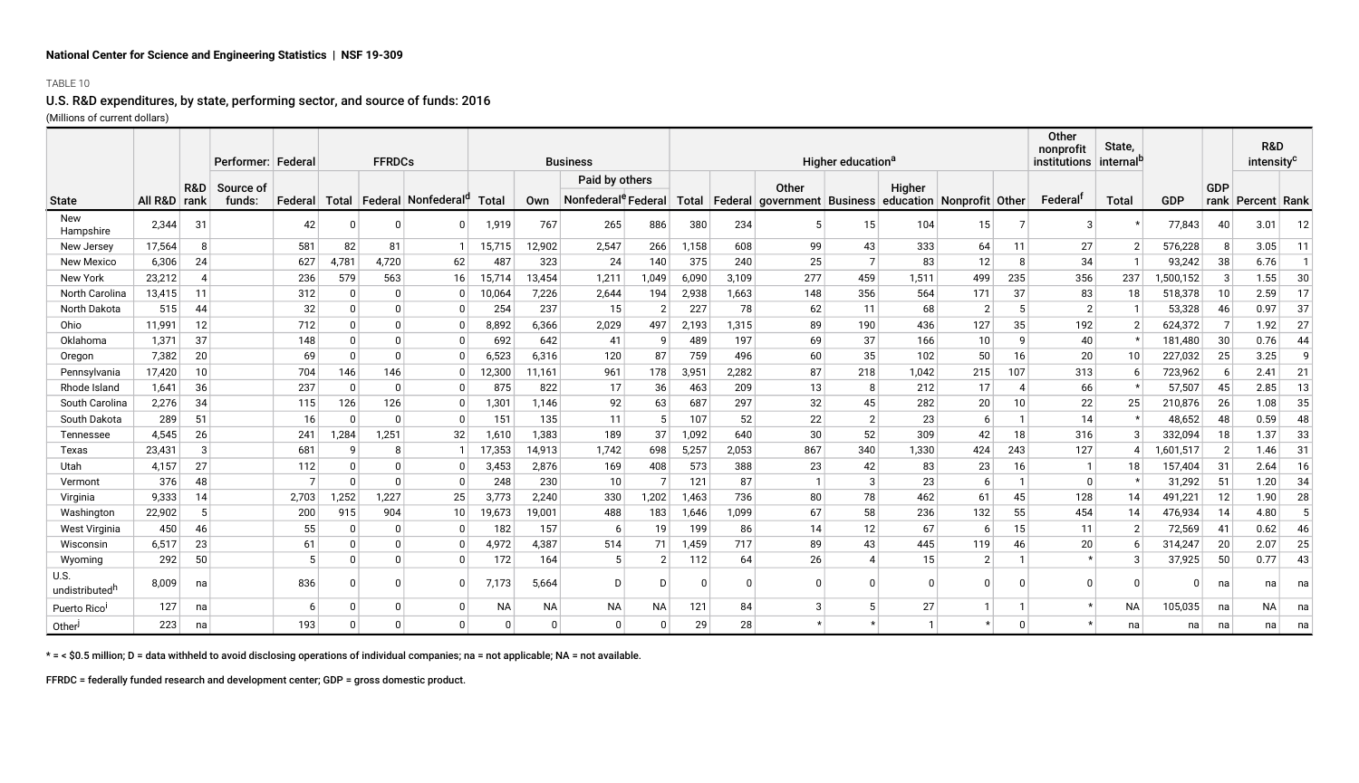National Center for Science and Engineering Statistics | NSF 19-309

TABLE 10

## U.S. R&D expenditures, by state, performing sector, and source of funds: 2016

(Millions of current dollars)

| | | | Performer: | Federal | FFRDCs | | | Business | | | | Higher education[a] | | | | | | | Other nonprofit institutions | State, internal[b] | | | R&D intensity[c] | |
|---|---|---|---|---|---|---|---|---|---|---|---|---|---|---|---|---|---|---|---|---|---|---|---|---|
| | | | | | | | | | | Paid by others | | | | | | | | | | | | | | |
| State | All R&D | R&D rank | Source of funds: | Federal | Total | Federal | Nonfederal[d] | Total | Own | Nonfederal[e] | Federal | Total | Federal | Other government | Business | Higher education | Nonprofit | Other | Federal[f] | Total | GDP | GDP rank | Percent | Rank |
| New Hampshire | 2,344 | 31 | | 42 | 0 | 0 | 0 | 1,919 | 767 | 265 | 886 | 380 | 234 | 5 | 15 | 104 | 15 | 7 | 3 | * | 77,843 | 40 | 3.01 | 12 |
| New Jersey | 17,564 | 8 | | 581 | 82 | 81 | 1 | 15,715 | 12,902 | 2,547 | 266 | 1,158 | 608 | 99 | 43 | 333 | 64 | 11 | 27 | 2 | 576,228 | 8 | 3.05 | 11 |
| New Mexico | 6,306 | 24 | | 627 | 4,781 | 4,720 | 62 | 487 | 323 | 24 | 140 | 375 | 240 | 25 | 7 | 83 | 12 | 8 | 34 | 1 | 93,242 | 38 | 6.76 | 1 |
| New York | 23,212 | 4 | | 236 | 579 | 563 | 16 | 15,714 | 13,454 | 1,211 | 1,049 | 6,090 | 3,109 | 277 | 459 | 1,511 | 499 | 235 | 356 | 237 | 1,500,152 | 3 | 1.55 | 30 |
| North Carolina | 13,415 | 11 | | 312 | 0 | 0 | 0 | 10,064 | 7,226 | 2,644 | 194 | 2,938 | 1,663 | 148 | 356 | 564 | 171 | 37 | 83 | 18 | 518,378 | 10 | 2.59 | 17 |
| North Dakota | 515 | 44 | | 32 | 0 | 0 | 0 | 254 | 237 | 15 | 2 | 227 | 78 | 62 | 11 | 68 | 2 | 5 | 2 | 1 | 53,328 | 46 | 0.97 | 37 |
| Ohio | 11,991 | 12 | | 712 | 0 | 0 | 0 | 8,892 | 6,366 | 2,029 | 497 | 2,193 | 1,315 | 89 | 190 | 436 | 127 | 35 | 192 | 2 | 624,372 | 7 | 1.92 | 27 |
| Oklahoma | 1,371 | 37 | | 148 | 0 | 0 | 0 | 692 | 642 | 41 | 9 | 489 | 197 | 69 | 37 | 166 | 10 | 9 | 40 | * | 181,480 | 30 | 0.76 | 44 |
| Oregon | 7,382 | 20 | | 69 | 0 | 0 | 0 | 6,523 | 6,316 | 120 | 87 | 759 | 496 | 60 | 35 | 102 | 50 | 16 | 20 | 10 | 227,032 | 25 | 3.25 | 9 |
| Pennsylvania | 17,420 | 10 | | 704 | 146 | 146 | 0 | 12,300 | 11,161 | 961 | 178 | 3,951 | 2,282 | 87 | 218 | 1,042 | 215 | 107 | 313 | 6 | 723,962 | 6 | 2.41 | 21 |
| Rhode Island | 1,641 | 36 | | 237 | 0 | 0 | 0 | 875 | 822 | 17 | 36 | 463 | 209 | 13 | 8 | 212 | 17 | 4 | 66 | * | 57,507 | 45 | 2.85 | 13 |
| South Carolina | 2,276 | 34 | | 115 | 126 | 126 | 0 | 1,301 | 1,146 | 92 | 63 | 687 | 297 | 32 | 45 | 282 | 20 | 10 | 22 | 25 | 210,876 | 26 | 1.08 | 35 |
| South Dakota | 289 | 51 | | 16 | 0 | 0 | 0 | 151 | 135 | 11 | 5 | 107 | 52 | 22 | 2 | 23 | 6 | 1 | 14 | * | 48,652 | 48 | 0.59 | 48 |
| Tennessee | 4,545 | 26 | | 241 | 1,284 | 1,251 | 32 | 1,610 | 1,383 | 189 | 37 | 1,092 | 640 | 30 | 52 | 309 | 42 | 18 | 316 | 3 | 332,094 | 18 | 1.37 | 33 |
| Texas | 23,431 | 3 | | 681 | 9 | 8 | 1 | 17,353 | 14,913 | 1,742 | 698 | 5,257 | 2,053 | 867 | 340 | 1,330 | 424 | 243 | 127 | 4 | 1,601,517 | 2 | 1.46 | 31 |
| Utah | 4,157 | 27 | | 112 | 0 | 0 | 0 | 3,453 | 2,876 | 169 | 408 | 573 | 388 | 23 | 42 | 83 | 23 | 16 | 1 | 18 | 157,404 | 31 | 2.64 | 16 |
| Vermont | 376 | 48 | | 7 | 0 | 0 | 0 | 248 | 230 | 10 | 7 | 121 | 87 | 1 | 3 | 23 | 6 | 1 | 0 | * | 31,292 | 51 | 1.20 | 34 |
| Virginia | 9,333 | 14 | | 2,703 | 1,252 | 1,227 | 25 | 3,773 | 2,240 | 330 | 1,202 | 1,463 | 736 | 80 | 78 | 462 | 61 | 45 | 128 | 14 | 491,221 | 12 | 1.90 | 28 |
| Washington | 22,902 | 5 | | 200 | 915 | 904 | 10 | 19,673 | 19,001 | 488 | 183 | 1,646 | 1,099 | 67 | 58 | 236 | 132 | 55 | 454 | 14 | 476,934 | 14 | 4.80 | 5 |
| West Virginia | 450 | 46 | | 55 | 0 | 0 | 0 | 182 | 157 | 6 | 19 | 199 | 86 | 14 | 12 | 67 | 6 | 15 | 11 | 2 | 72,569 | 41 | 0.62 | 46 |
| Wisconsin | 6,517 | 23 | | 61 | 0 | 0 | 0 | 4,972 | 4,387 | 514 | 71 | 1,459 | 717 | 89 | 43 | 445 | 119 | 46 | 20 | 6 | 314,247 | 20 | 2.07 | 25 |
| Wyoming | 292 | 50 | | 5 | 0 | 0 | 0 | 172 | 164 | 5 | 2 | 112 | 64 | 26 | 4 | 15 | 2 | 1 | * | 3 | 37,925 | 50 | 0.77 | 43 |
| U.S. undistributed[h] | 8,009 | na | | 836 | 0 | 0 | 0 | 7,173 | 5,664 | D | D | 0 | 0 | 0 | 0 | 0 | 0 | 0 | 0 | 0 | 0 | na | na | na |
| Puerto Rico[i] | 127 | na | | 6 | 0 | 0 | 0 | NA | NA | NA | NA | 121 | 84 | 3 | 5 | 27 | 1 | 1 | * | NA | 105,035 | na | NA | na |
| Other[j] | 223 | na | | 193 | 0 | 0 | 0 | 0 | 0 | 0 | 0 | 29 | 28 | * | * | 1 | * | 0 | * | na | na | na | na | na |

* = < $0.5 million; D = data withheld to avoid disclosing operations of individual companies; na = not applicable; NA = not available.

FFRDC = federally funded research and development center; GDP = gross domestic product.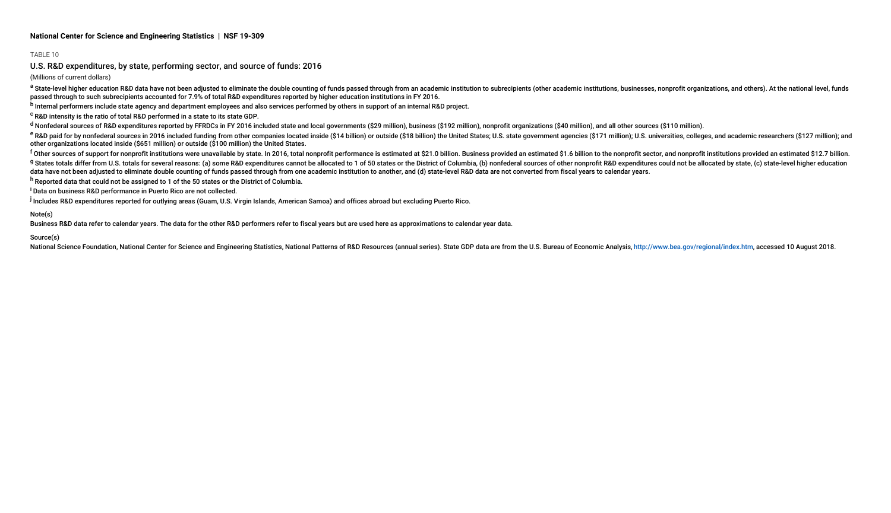National Center for Science and Engineering Statistics | NSF 19-309

TABLE 10

## U.S. R&D expenditures, by state, performing sector, and source of funds: 2016

(Millions of current dollars)

[a] State-level higher education R&D data have not been adjusted to eliminate the double counting of funds passed through from an academic institution to subrecipients (other academic institutions, businesses, nonprofit organizations, and others). At the national level, funds passed through to such subrecipients accounted for 7.9% of total R&D expenditures reported by higher education institutions in FY 2016.

[b] Internal performers include state agency and department employees and also services performed by others in support of an internal R&D project.

[c] R&D intensity is the ratio of total R&D performed in a state to its state GDP.

[d] Nonfederal sources of R&D expenditures reported by FFRDCs in FY 2016 included state and local governments ($29 million), business ($192 million), nonprofit organizations ($40 million), and all other sources ($110 million).

[e] R&D paid for by nonfederal sources in 2016 included funding from other companies located inside ($14 billion) or outside ($18 billion) the United States; U.S. state government agencies ($171 million); U.S. universities, colleges, and academic researchers ($127 million); and other organizations located inside ($651 million) or outside ($100 million) the United States.

[f] Other sources of support for nonprofit institutions were unavailable by state. In 2016, total nonprofit performance is estimated at $21.0 billion. Business provided an estimated $1.6 billion to the nonprofit sector, and nonprofit institutions provided an estimated $12.7 billion.

[g] States totals differ from U.S. totals for several reasons: (a) some R&D expenditures cannot be allocated to 1 of 50 states or the District of Columbia, (b) nonfederal sources of other nonprofit R&D expenditures could not be allocated by state, (c) state-level higher education data have not been adjusted to eliminate double counting of funds passed through from one academic institution to another, and (d) state-level R&D data are not converted from fiscal years to calendar years.

[h] Reported data that could not be assigned to 1 of the 50 states or the District of Columbia.

[i] Data on business R&D performance in Puerto Rico are not collected.

[j] Includes R&D expenditures reported for outlying areas (Guam, U.S. Virgin Islands, American Samoa) and offices abroad but excluding Puerto Rico.

Note(s)

Business R&D data refer to calendar years. The data for the other R&D performers refer to fiscal years but are used here as approximations to calendar year data.

Source(s)

National Science Foundation, National Center for Science and Engineering Statistics, National Patterns of R&D Resources (annual series). State GDP data are from the U.S. Bureau of Economic Analysis, http://www.bea.gov/regional/index.htm, accessed 10 August 2018.